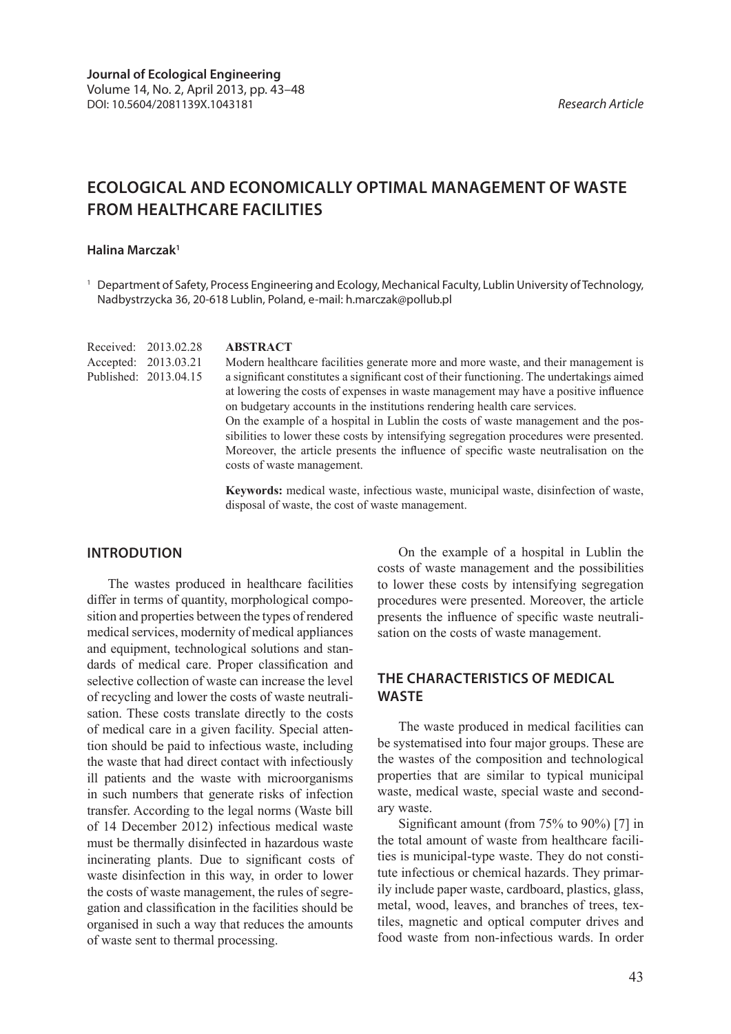**Journal of Ecological Engineering**
Volume 14, No. 2, April 2013, pp. 43–48
DOI: 10.5604/2081139X.1043181

*Research Article*

# ECOLOGICAL AND ECONOMICALLY OPTIMAL MANAGEMENT OF WASTE FROM HEALTHCARE FACILITIES

**Halina Marczak**[1]

[1] Department of Safety, Process Engineering and Ecology, Mechanical Faculty, Lublin University of Technology, Nadbystrzycka 36, 20-618 Lublin, Poland, e-mail: h.marczak@pollub.pl

Received: 2013.02.28
Accepted: 2013.03.21
Published: 2013.04.15

**ABSTRACT**

Modern healthcare facilities generate more and more waste, and their management is a significant constitutes a significant cost of their functioning. The undertakings aimed at lowering the costs of expenses in waste management may have a positive influence on budgetary accounts in the institutions rendering health care services.
On the example of a hospital in Lublin the costs of waste management and the possibilities to lower these costs by intensifying segregation procedures were presented. Moreover, the article presents the influence of specific waste neutralisation on the costs of waste management.

**Keywords:** medical waste, infectious waste, municipal waste, disinfection of waste, disposal of waste, the cost of waste management.

## INTRODUTION

The wastes produced in healthcare facilities differ in terms of quantity, morphological composition and properties between the types of rendered medical services, modernity of medical appliances and equipment, technological solutions and standards of medical care. Proper classification and selective collection of waste can increase the level of recycling and lower the costs of waste neutralisation. These costs translate directly to the costs of medical care in a given facility. Special attention should be paid to infectious waste, including the waste that had direct contact with infectiously ill patients and the waste with microorganisms in such numbers that generate risks of infection transfer. According to the legal norms (Waste bill of 14 December 2012) infectious medical waste must be thermally disinfected in hazardous waste incinerating plants. Due to significant costs of waste disinfection in this way, in order to lower the costs of waste management, the rules of segregation and classification in the facilities should be organised in such a way that reduces the amounts of waste sent to thermal processing.

On the example of a hospital in Lublin the costs of waste management and the possibilities to lower these costs by intensifying segregation procedures were presented. Moreover, the article presents the influence of specific waste neutralisation on the costs of waste management.

## THE CHARACTERISTICS OF MEDICAL WASTE

The waste produced in medical facilities can be systematised into four major groups. These are the wastes of the composition and technological properties that are similar to typical municipal waste, medical waste, special waste and secondary waste.

Significant amount (from 75% to 90%) [7] in the total amount of waste from healthcare facilities is municipal-type waste. They do not constitute infectious or chemical hazards. They primarily include paper waste, cardboard, plastics, glass, metal, wood, leaves, and branches of trees, textiles, magnetic and optical computer drives and food waste from non-infectious wards. In order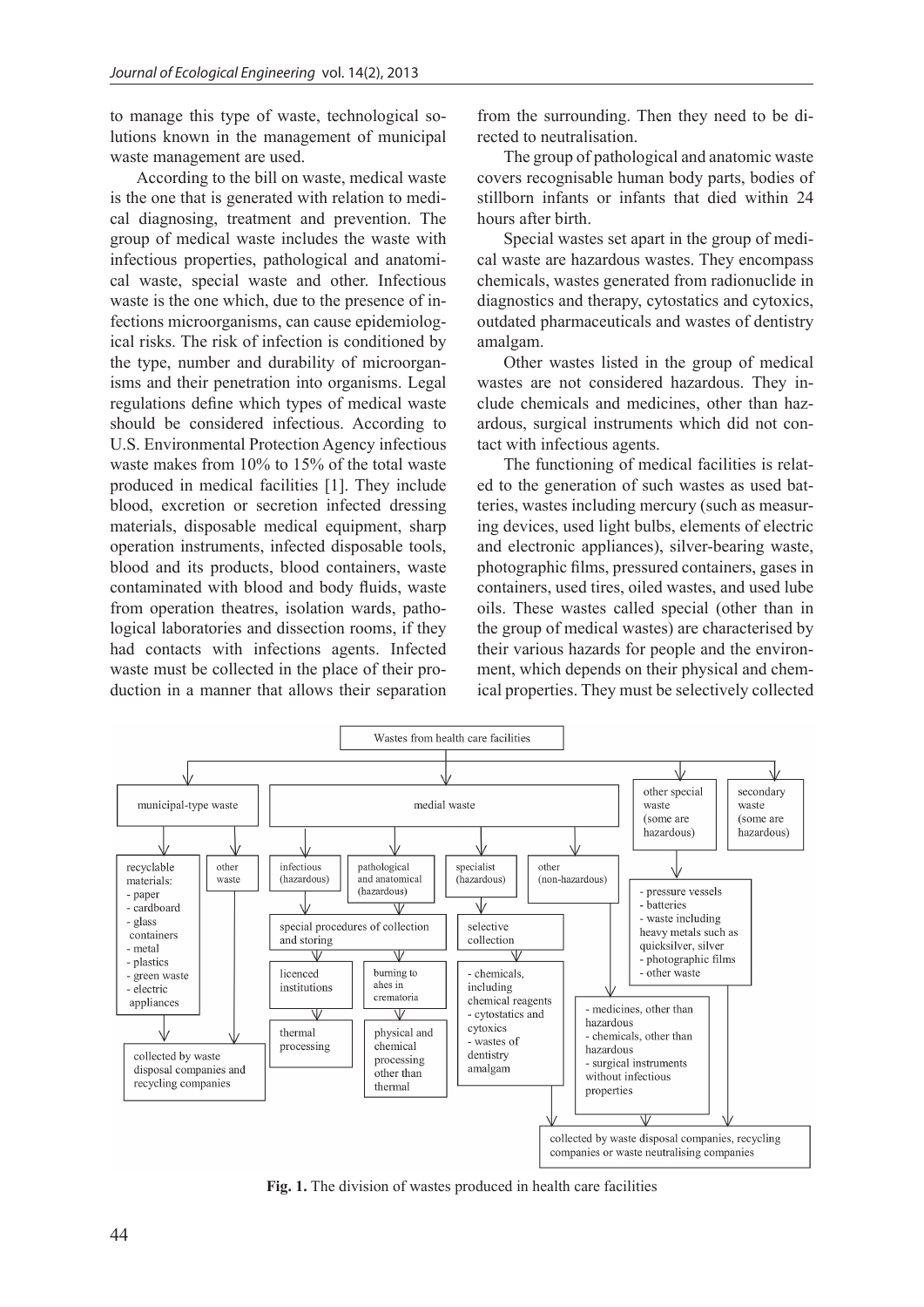to manage this type of waste, technological solutions known in the management of municipal waste management are used.

According to the bill on waste, medical waste is the one that is generated with relation to medical diagnosing, treatment and prevention. The group of medical waste includes the waste with infectious properties, pathological and anatomical waste, special waste and other. Infectious waste is the one which, due to the presence of infections microorganisms, can cause epidemiological risks. The risk of infection is conditioned by the type, number and durability of microorganisms and their penetration into organisms. Legal regulations define which types of medical waste should be considered infectious. According to U.S. Environmental Protection Agency infectious waste makes from 10% to 15% of the total waste produced in medical facilities [1]. They include blood, excretion or secretion infected dressing materials, disposable medical equipment, sharp operation instruments, infected disposable tools, blood and its products, blood containers, waste contaminated with blood and body fluids, waste from operation theatres, isolation wards, pathological laboratories and dissection rooms, if they had contacts with infections agents. Infected waste must be collected in the place of their production in a manner that allows their separation from the surrounding. Then they need to be directed to neutralisation.

The group of pathological and anatomic waste covers recognisable human body parts, bodies of stillborn infants or infants that died within 24 hours after birth.

Special wastes set apart in the group of medical waste are hazardous wastes. They encompass chemicals, wastes generated from radionuclide in diagnostics and therapy, cytostatics and cytoxics, outdated pharmaceuticals and wastes of dentistry amalgam.

Other wastes listed in the group of medical wastes are not considered hazardous. They include chemicals and medicines, other than hazardous, surgical instruments which did not contact with infectious agents.

The functioning of medical facilities is related to the generation of such wastes as used batteries, wastes including mercury (such as measuring devices, used light bulbs, elements of electric and electronic appliances), silver-bearing waste, photographic films, pressured containers, gases in containers, used tires, oiled wastes, and used lube oils. These wastes called special (other than in the group of medical wastes) are characterised by their various hazards for people and the environment, which depends on their physical and chemical properties. They must be selectively collected

Wastes from health care facilities

- municipal-type waste
  - recyclable materials: - paper - cardboard - glass containers - metal - plastics - green waste - electric appliances → collected by waste disposal companies and recycling companies
  - other waste → collected by waste disposal companies and recycling companies
- medial waste
  - infectious (hazardous) → special procedures of collection and storing → licenced institutions → thermal processing
  - pathological and anatomical (hazardous) → special procedures of collection and storing → burning to ahes in crematoria → physical and chemical processing other than thermal
  - specialist (hazardous) → selective collection → - chemicals, including chemical reagents - cytostatics and cytoxics - wastes of dentistry amalgam → collected by waste disposal companies, recycling companies or waste neutralising companies
  - other (non-hazardous) → - medicines, other than hazardous - chemicals, other than hazardous - surgical instruments without infectious properties → collected by waste disposal companies, recycling companies or waste neutralising companies
- other special waste (some are hazardous) → - pressure vessels - batteries - waste including heavy metals such as quicksilver, silver - photographic films - other waste
- secondary waste (some are hazardous) → collected by waste disposal companies, recycling companies or waste neutralising companies

**Fig. 1.** The division of wastes produced in health care facilities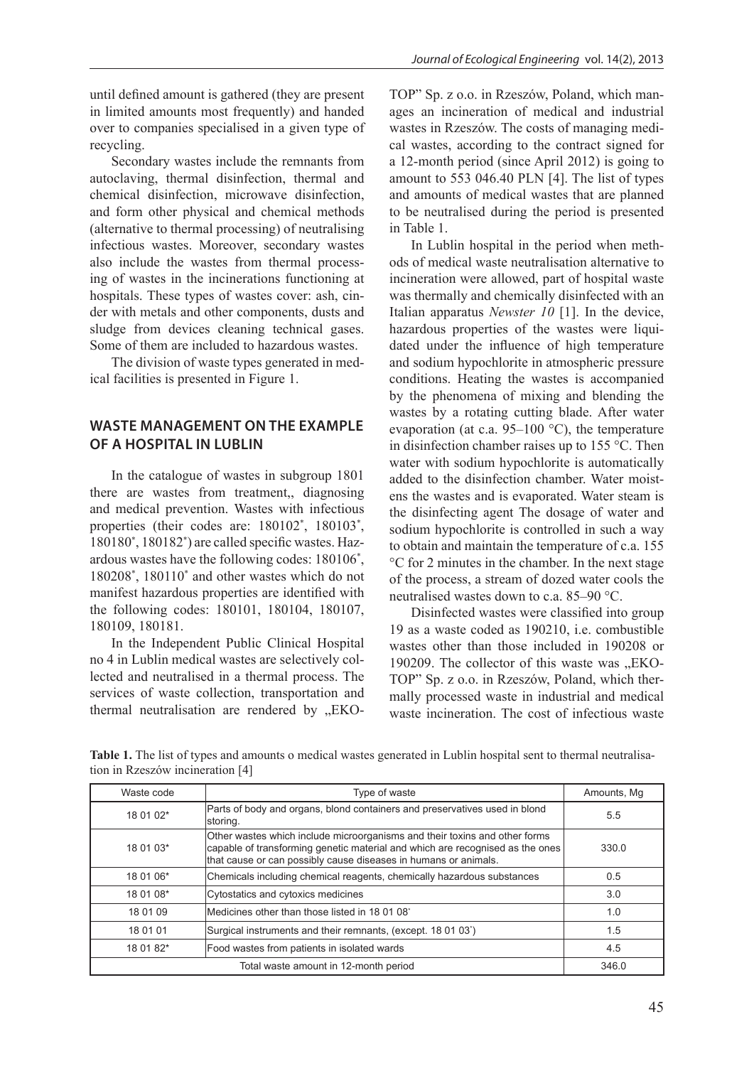until defined amount is gathered (they are present in limited amounts most frequently) and handed over to companies specialised in a given type of recycling.

Secondary wastes include the remnants from autoclaving, thermal disinfection, thermal and chemical disinfection, microwave disinfection, and form other physical and chemical methods (alternative to thermal processing) of neutralising infectious wastes. Moreover, secondary wastes also include the wastes from thermal processing of wastes in the incinerations functioning at hospitals. These types of wastes cover: ash, cinder with metals and other components, dusts and sludge from devices cleaning technical gases. Some of them are included to hazardous wastes.

The division of waste types generated in medical facilities is presented in Figure 1.

## WASTE MANAGEMENT ON THE EXAMPLE OF A HOSPITAL IN LUBLIN

In the catalogue of wastes in subgroup 1801 there are wastes from treatment,, diagnosing and medical prevention. Wastes with infectious properties (their codes are: 180102*, 180103*, 180180*, 180182*) are called specific wastes. Hazardous wastes have the following codes: 180106*, 180208*, 180110* and other wastes which do not manifest hazardous properties are identified with the following codes: 180101, 180104, 180107, 180109, 180181.

In the Independent Public Clinical Hospital no 4 in Lublin medical wastes are selectively collected and neutralised in a thermal process. The services of waste collection, transportation and thermal neutralisation are rendered by „EKO-TOP" Sp. z o.o. in Rzeszów, Poland, which manages an incineration of medical and industrial wastes in Rzeszów. The costs of managing medical wastes, according to the contract signed for a 12-month period (since April 2012) is going to amount to 553 046.40 PLN [4]. The list of types and amounts of medical wastes that are planned to be neutralised during the period is presented in Table 1.

In Lublin hospital in the period when methods of medical waste neutralisation alternative to incineration were allowed, part of hospital waste was thermally and chemically disinfected with an Italian apparatus *Newster 10* [1]. In the device, hazardous properties of the wastes were liquidated under the influence of high temperature and sodium hypochlorite in atmospheric pressure conditions. Heating the wastes is accompanied by the phenomena of mixing and blending the wastes by a rotating cutting blade. After water evaporation (at c.a. 95–100 °C), the temperature in disinfection chamber raises up to 155 °C. Then water with sodium hypochlorite is automatically added to the disinfection chamber. Water moistens the wastes and is evaporated. Water steam is the disinfecting agent The dosage of water and sodium hypochlorite is controlled in such a way to obtain and maintain the temperature of c.a. 155 °C for 2 minutes in the chamber. In the next stage of the process, a stream of dozed water cools the neutralised wastes down to c.a. 85–90 °C.

Disinfected wastes were classified into group 19 as a waste coded as 190210, i.e. combustible wastes other than those included in 190208 or 190209. The collector of this waste was „EKO-TOP" Sp. z o.o. in Rzeszów, Poland, which thermally processed waste in industrial and medical waste incineration. The cost of infectious waste

**Table 1.** The list of types and amounts o medical wastes generated in Lublin hospital sent to thermal neutralisation in Rzeszów incineration [4]

| Waste code | Type of waste | Amounts, Mg |
|---|---|---|
| 18 01 02* | Parts of body and organs, blond containers and preservatives used in blond storing. | 5.5 |
| 18 01 03* | Other wastes which include microorganisms and their toxins and other forms capable of transforming genetic material and which are recognised as the ones that cause or can possibly cause diseases in humans or animals. | 330.0 |
| 18 01 06* | Chemicals including chemical reagents, chemically hazardous substances | 0.5 |
| 18 01 08* | Cytostatics and cytoxics medicines | 3.0 |
| 18 01 09 | Medicines other than those listed in 18 01 08* | 1.0 |
| 18 01 01 | Surgical instruments and their remnants, (except. 18 01 03*) | 1.5 |
| 18 01 82* | Food wastes from patients in isolated wards | 4.5 |
| Total waste amount in 12-month period | | 346.0 |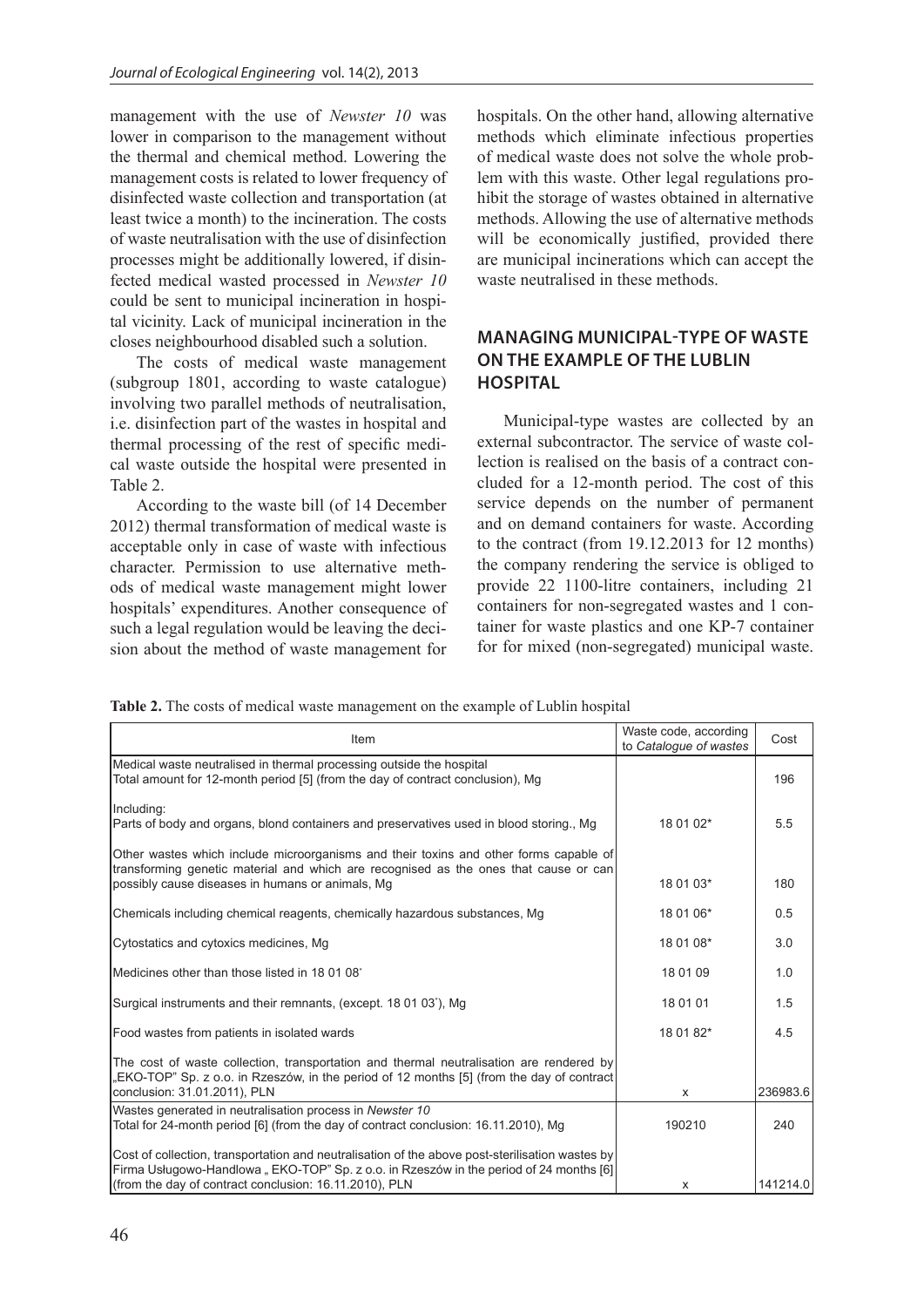management with the use of *Newster 10* was lower in comparison to the management without the thermal and chemical method. Lowering the management costs is related to lower frequency of disinfected waste collection and transportation (at least twice a month) to the incineration. The costs of waste neutralisation with the use of disinfection processes might be additionally lowered, if disinfected medical wasted processed in *Newster 10* could be sent to municipal incineration in hospital vicinity. Lack of municipal incineration in the closes neighbourhood disabled such a solution.

The costs of medical waste management (subgroup 1801, according to waste catalogue) involving two parallel methods of neutralisation, i.e. disinfection part of the wastes in hospital and thermal processing of the rest of specific medical waste outside the hospital were presented in Table 2.

According to the waste bill (of 14 December 2012) thermal transformation of medical waste is acceptable only in case of waste with infectious character. Permission to use alternative methods of medical waste management might lower hospitals' expenditures. Another consequence of such a legal regulation would be leaving the decision about the method of waste management for hospitals. On the other hand, allowing alternative methods which eliminate infectious properties of medical waste does not solve the whole problem with this waste. Other legal regulations prohibit the storage of wastes obtained in alternative methods. Allowing the use of alternative methods will be economically justified, provided there are municipal incinerations which can accept the waste neutralised in these methods.

## MANAGING MUNICIPAL-TYPE OF WASTE ON THE EXAMPLE OF THE LUBLIN HOSPITAL

Municipal-type wastes are collected by an external subcontractor. The service of waste collection is realised on the basis of a contract concluded for a 12-month period. The cost of this service depends on the number of permanent and on demand containers for waste. According to the contract (from 19.12.2013 for 12 months) the company rendering the service is obliged to provide 22 1100-litre containers, including 21 containers for non-segregated wastes and 1 container for waste plastics and one KP-7 container for for mixed (non-segregated) municipal waste.

**Table 2.** The costs of medical waste management on the example of Lublin hospital

| Item | Waste code, according to *Catalogue of wastes* | Cost |
|---|---|---|
| Medical waste neutralised in thermal processing outside the hospital<br>Total amount for 12-month period [5] (from the day of contract conclusion), Mg | | 196 |
| Including:<br>Parts of body and organs, blond containers and preservatives used in blood storing., Mg | 18 01 02* | 5.5 |
| Other wastes which include microorganisms and their toxins and other forms capable of transforming genetic material and which are recognised as the ones that cause or can possibly cause diseases in humans or animals, Mg | 18 01 03* | 180 |
| Chemicals including chemical reagents, chemically hazardous substances, Mg | 18 01 06* | 0.5 |
| Cytostatics and cytoxics medicines, Mg | 18 01 08* | 3.0 |
| Medicines other than those listed in 18 01 08* | 18 01 09 | 1.0 |
| Surgical instruments and their remnants, (except. 18 01 03*), Mg | 18 01 01 | 1.5 |
| Food wastes from patients in isolated wards | 18 01 82* | 4.5 |
| The cost of waste collection, transportation and thermal neutralisation are rendered by „EKO-TOP" Sp. z o.o. in Rzeszów, in the period of 12 months [5] (from the day of contract conclusion: 31.01.2011), PLN | x | 236983.6 |
| Wastes generated in neutralisation process in *Newster 10*<br>Total for 24-month period [6] (from the day of contract conclusion: 16.11.2010), Mg | 190210 | 240 |
| Cost of collection, transportation and neutralisation of the above post-sterilisation wastes by Firma Usługowo-Handlowa „ EKO-TOP" Sp. z o.o. in Rzeszów in the period of 24 months [6] (from the day of contract conclusion: 16.11.2010), PLN | x | 141214.0 |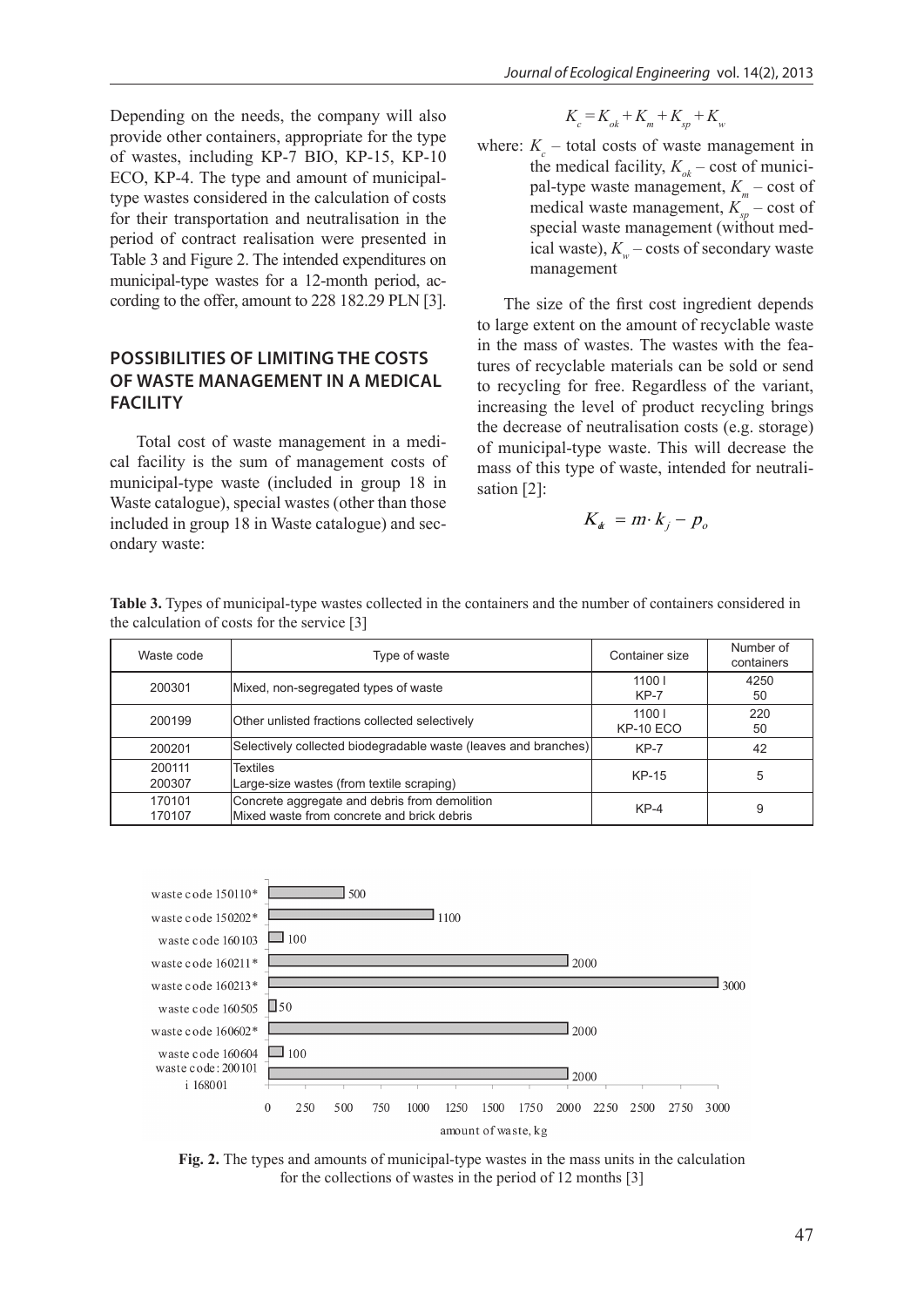Depending on the needs, the company will also provide other containers, appropriate for the type of wastes, including KP-7 BIO, KP-15, KP-10 ECO, KP-4. The type and amount of municipal-type wastes considered in the calculation of costs for their transportation and neutralisation in the period of contract realisation were presented in Table 3 and Figure 2. The intended expenditures on municipal-type wastes for a 12-month period, according to the offer, amount to 228 182.29 PLN [3].

## POSSIBILITIES OF LIMITING THE COSTS OF WASTE MANAGEMENT IN A MEDICAL FACILITY

Total cost of waste management in a medical facility is the sum of management costs of municipal-type waste (included in group 18 in Waste catalogue), special wastes (other than those included in group 18 in Waste catalogue) and secondary waste:

$$K_c = K_{ok} + K_m + K_{sp} + K_w$$

where: $K_c$ – total costs of waste management in the medical facility, $K_{ok}$ – cost of municipal-type waste management, $K_m$ – cost of medical waste management, $K_{sp}$ – cost of special waste management (without medical waste), $K_w$ – costs of secondary waste management

The size of the first cost ingredient depends to large extent on the amount of recyclable waste in the mass of wastes. The wastes with the features of recyclable materials can be sold or send to recycling for free. Regardless of the variant, increasing the level of product recycling brings the decrease of neutralisation costs (e.g. storage) of municipal-type waste. This will decrease the mass of this type of waste, intended for neutralisation [2]:

$$K_{ok} = m \cdot k_j - p_o$$

**Table 3.** Types of municipal-type wastes collected in the containers and the number of containers considered in the calculation of costs for the service [3]

| Waste code | Type of waste | Container size | Number of containers |
|---|---|---|---|
| 200301 | Mixed, non-segregated types of waste | 1100 l<br>KP-7 | 4250<br>50 |
| 200199 | Other unlisted fractions collected selectively | 1100 l<br>KP-10 ECO | 220<br>50 |
| 200201 | Selectively collected biodegradable waste (leaves and branches) | KP-7 | 42 |
| 200111<br>200307 | Textiles<br>Large-size wastes (from textile scraping) | KP-15 | 5 |
| 170101<br>170107 | Concrete aggregate and debris from demolition<br>Mixed waste from concrete and brick debris | KP-4 | 9 |

| Waste code | Amount of waste, kg |
|---|---|
| waste code 150110* | 500 |
| waste code 150202* | 1100 |
| waste code 160103 | 100 |
| waste code 160211* | 2000 |
| waste code 160213* | 3000 |
| waste code 160505 | 50 |
| waste code 160602* | 2000 |
| waste code 160604 | 100 |
| waste code: 200101 i 168001 | 2000 |

**Fig. 2.** The types and amounts of municipal-type wastes in the mass units in the calculation for the collections of wastes in the period of 12 months [3]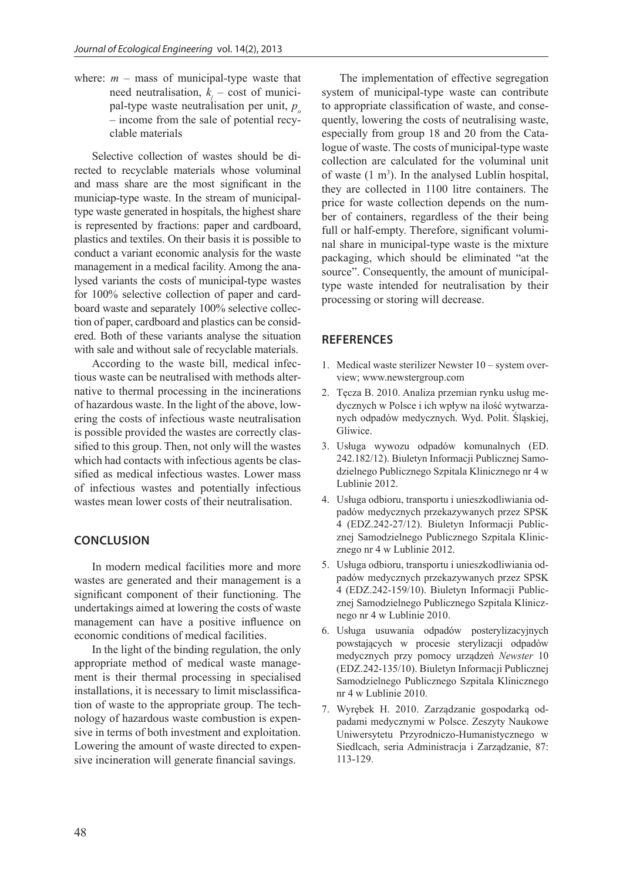where: $m$ – mass of municipal-type waste that need neutralisation, $k_j$ – cost of municipal-type waste neutralisation per unit, $p_o$ – income from the sale of potential recyclable materials

Selective collection of wastes should be directed to recyclable materials whose voluminal and mass share are the most significant in the municiap-type waste. In the stream of municipal-type waste generated in hospitals, the highest share is represented by fractions: paper and cardboard, plastics and textiles. On their basis it is possible to conduct a variant economic analysis for the waste management in a medical facility. Among the analysed variants the costs of municipal-type wastes for 100% selective collection of paper and cardboard waste and separately 100% selective collection of paper, cardboard and plastics can be considered. Both of these variants analyse the situation with sale and without sale of recyclable materials.

According to the waste bill, medical infectious waste can be neutralised with methods alternative to thermal processing in the incinerations of hazardous waste. In the light of the above, lowering the costs of infectious waste neutralisation is possible provided the wastes are correctly classified to this group. Then, not only will the wastes which had contacts with infectious agents be classified as medical infectious wastes. Lower mass of infectious wastes and potentially infectious wastes mean lower costs of their neutralisation.

## CONCLUSION

In modern medical facilities more and more wastes are generated and their management is a significant component of their functioning. The undertakings aimed at lowering the costs of waste management can have a positive influence on economic conditions of medical facilities.

In the light of the binding regulation, the only appropriate method of medical waste management is their thermal processing in specialised installations, it is necessary to limit misclassification of waste to the appropriate group. The technology of hazardous waste combustion is expensive in terms of both investment and exploitation. Lowering the amount of waste directed to expensive incineration will generate financial savings.

The implementation of effective segregation system of municipal-type waste can contribute to appropriate classification of waste, and consequently, lowering the costs of neutralising waste, especially from group 18 and 20 from the Catalogue of waste. The costs of municipal-type waste collection are calculated for the voluminal unit of waste (1 $m^3$). In the analysed Lublin hospital, they are collected in 1100 litre containers. The price for waste collection depends on the number of containers, regardless of the their being full or half-empty. Therefore, significant voluminal share in municipal-type waste is the mixture packaging, which should be eliminated "at the source". Consequently, the amount of municipal-type waste intended for neutralisation by their processing or storing will decrease.

## REFERENCES

1. Medical waste sterilizer Newster 10 – system overview; www.newstergroup.com
2. Tęcza B. 2010. Analiza przemian rynku usług medycznych w Polsce i ich wpływ na ilość wytwarzanych odpadów medycznych. Wyd. Polit. Śląskiej, Gliwice.
3. Usługa wywozu odpadów komunalnych (ED. 242.182/12). Biuletyn Informacji Publicznej Samodzielnego Publicznego Szpitala Klinicznego nr 4 w Lublinie 2012.
4. Usługa odbioru, transportu i unieszkodliwiania odpadów medycznych przekazywanych przez SPSK 4 (EDZ.242-27/12). Biuletyn Informacji Publicznej Samodzielnego Publicznego Szpitala Klinicznego nr 4 w Lublinie 2012.
5. Usługa odbioru, transportu i unieszkodliwiania odpadów medycznych przekazywanych przez SPSK 4 (EDZ.242-159/10). Biuletyn Informacji Publicznej Samodzielnego Publicznego Szpitala Klinicznego nr 4 w Lublinie 2010.
6. Usługa usuwania odpadów posterylizacyjnych powstających w procesie sterylizacji odpadów medycznych przy pomocy urządzeń *Newster* 10 (EDZ.242-135/10). Biuletyn Informacji Publicznej Samodzielnego Publicznego Szpitala Klinicznego nr 4 w Lublinie 2010.
7. Wyrębek H. 2010. Zarządzanie gospodarką odpadami medycznymi w Polsce. Zeszyty Naukowe Uniwersytetu Przyrodniczo-Humanistycznego w Siedlcach, seria Administracja i Zarządzanie, 87: 113-129.